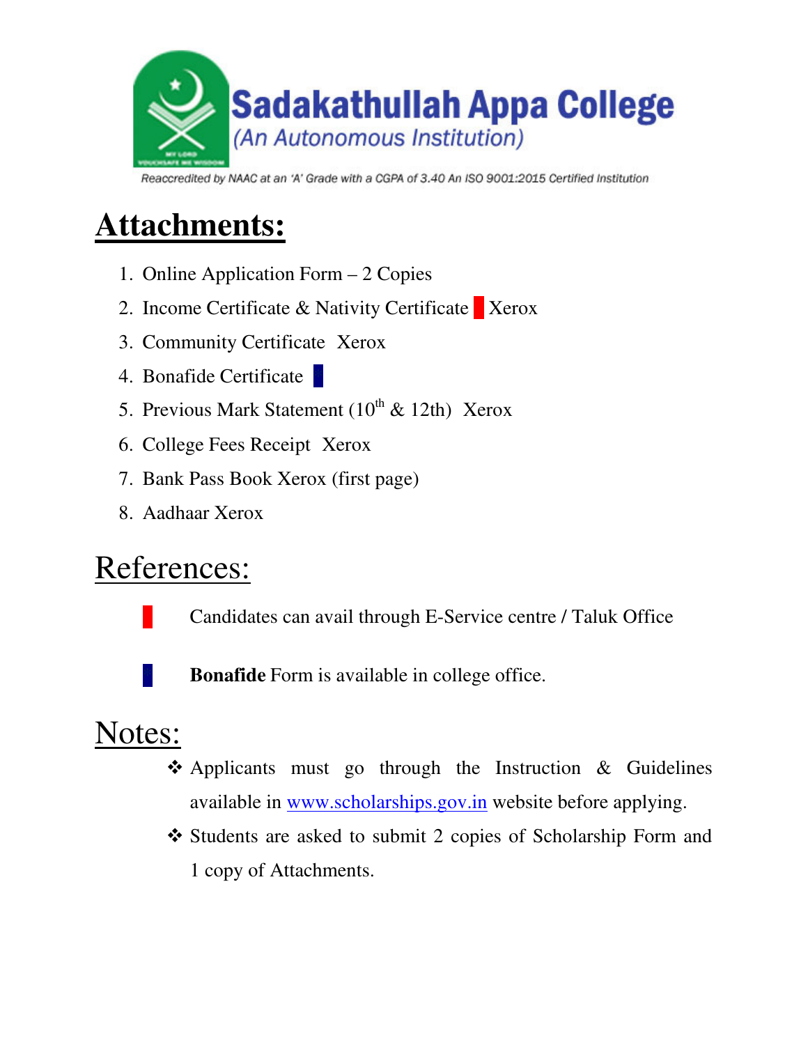# Sadakathullah Appa College

*(An Autonomous Institution)*

*Reaccredited by NAAC at an 'A' Grade with a CGPA of 3.40 An ISO 9001:2015 Certified Institution*

## Attachments:

1. Online Application Form – 2 Copies
2. Income Certificate & Nativity Certificate ■ Xerox
3. Community Certificate Xerox
4. Bonafide Certificate ■
5. Previous Mark Statement ($10^{th}$ & 12th) Xerox
6. College Fees Receipt Xerox
7. Bank Pass Book Xerox (first page)
8. Aadhaar Xerox

## References:

■ Candidates can avail through E-Service centre / Taluk Office

■ **Bonafide** Form is available in college office.

## Notes:

- Applicants must go through the Instruction & Guidelines available in www.scholarships.gov.in website before applying.
- Students are asked to submit 2 copies of Scholarship Form and 1 copy of Attachments.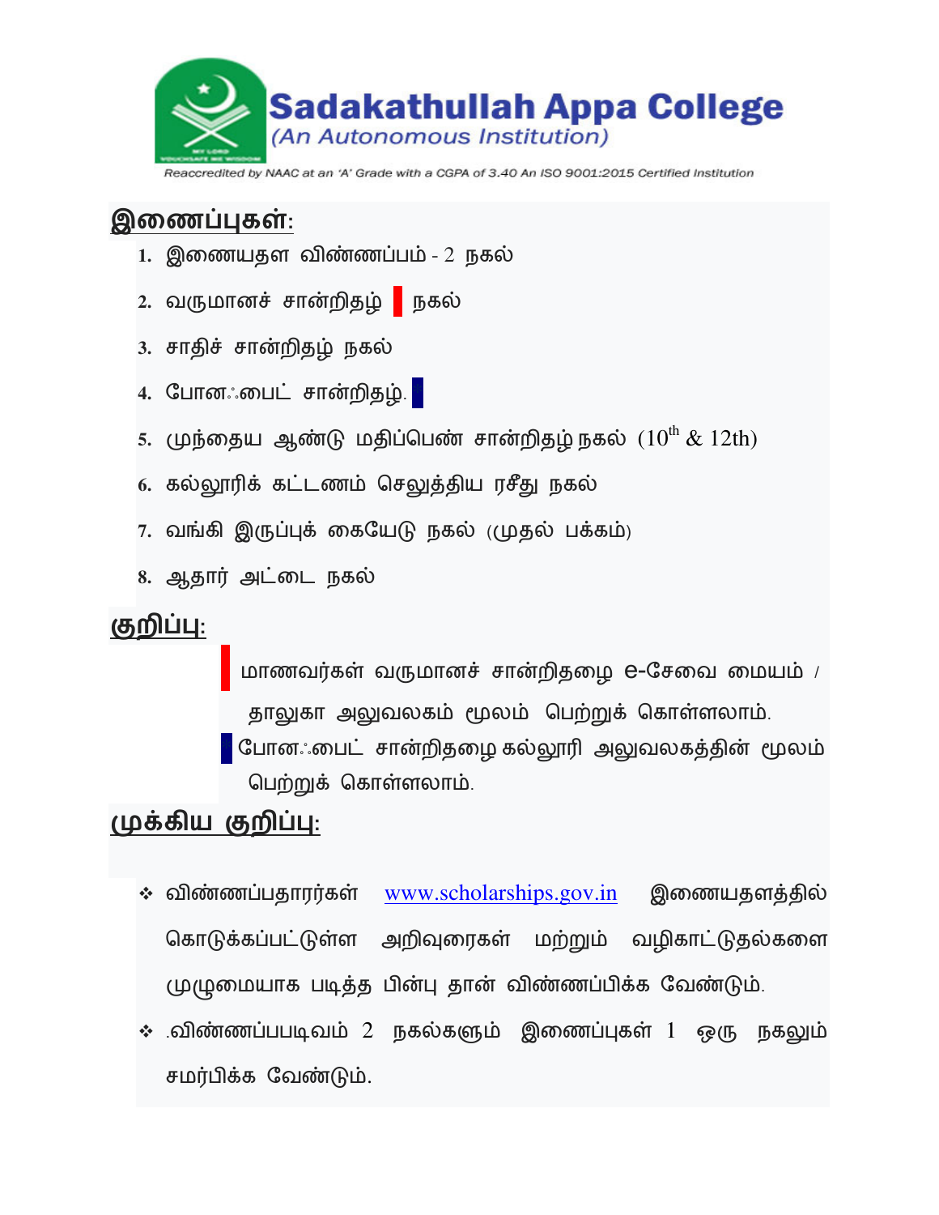**Sadakathullah Appa College**
*(An Autonomous Institution)*
Reaccredited by NAAC at an 'A' Grade with a CGPA of 3.40 An ISO 9001:2015 Certified Institution

## இணைப்புகள்:

1. இணையதள விண்ணப்பம் - 2 நகல்
2. வருமானச் சான்றிதழ் நகல்
3. சாதிச் சான்றிதழ் நகல்
4. போனஃபைட் சான்றிதழ்.
5. முந்தைய ஆண்டு மதிப்பெண் சான்றிதழ் நகல் ($10^{th}$ & 12th)
6. கல்லூரிக் கட்டணம் செலுத்திய ரசீது நகல்
7. வங்கி இருப்புக் கையேடு நகல் (முதல் பக்கம்)
8. ஆதார் அட்டை நகல்

## குறிப்பு:

மாணவர்கள் வருமானச் சான்றிதழை e-சேவை மையம் / தாலுகா அலுவலகம் மூலம் பெற்றுக் கொள்ளலாம்.

போனஃபைட் சான்றிதழை கல்லூரி அலுவலகத்தின் மூலம் பெற்றுக் கொள்ளலாம்.

## முக்கிய குறிப்பு:

- விண்ணப்பதாரர்கள் www.scholarships.gov.in இணையதளத்தில் கொடுக்கப்பட்டுள்ள அறிவுரைகள் மற்றும் வழிகாட்டுதல்களை முழுமையாக படித்த பின்பு தான் விண்ணப்பிக்க வேண்டும்.
- .விண்ணப்பபடிவம் 2 நகல்களும் இணைப்புகள் 1 ஒரு நகலும் சமர்பிக்க வேண்டும்.